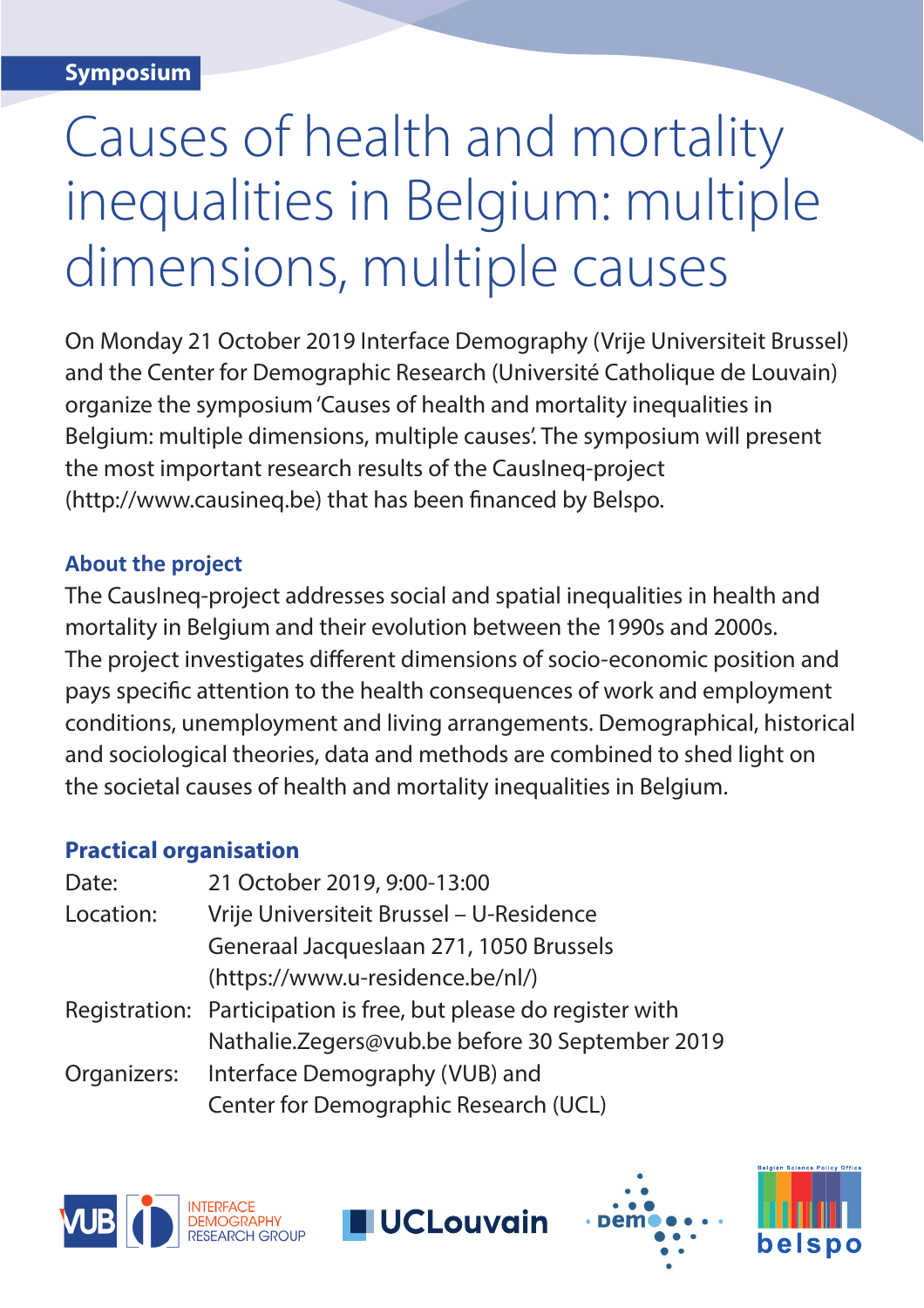**Symposium**

# Causes of health and mortality inequalities in Belgium: multiple dimensions, multiple causes

On Monday 21 October 2019 Interface Demography (Vrije Universiteit Brussel) and the Center for Demographic Research (Université Catholique de Louvain) organize the symposium 'Causes of health and mortality inequalities in Belgium: multiple dimensions, multiple causes'. The symposium will present the most important research results of the CausIneq-project (http://www.causineq.be) that has been financed by Belspo.

## About the project

The CausIneq-project addresses social and spatial inequalities in health and mortality in Belgium and their evolution between the 1990s and 2000s. The project investigates different dimensions of socio-economic position and pays specific attention to the health consequences of work and employment conditions, unemployment and living arrangements. Demographical, historical and sociological theories, data and methods are combined to shed light on the societal causes of health and mortality inequalities in Belgium.

## Practical organisation

| | |
|---|---|
| Date: | 21 October 2019, 9:00-13:00 |
| Location: | Vrije Universiteit Brussel – U-Residence<br>Generaal Jacqueslaan 271, 1050 Brussels<br>(https://www.u-residence.be/nl/) |
| Registration: | Participation is free, but please do register with Nathalie.Zegers@vub.be before 30 September 2019 |
| Organizers: | Interface Demography (VUB) and<br>Center for Demographic Research (UCL) |

VUB | INTERFACE DEMOGRAPHY RESEARCH GROUP | UCLouvain | demo | Belgian Science Policy Office belspo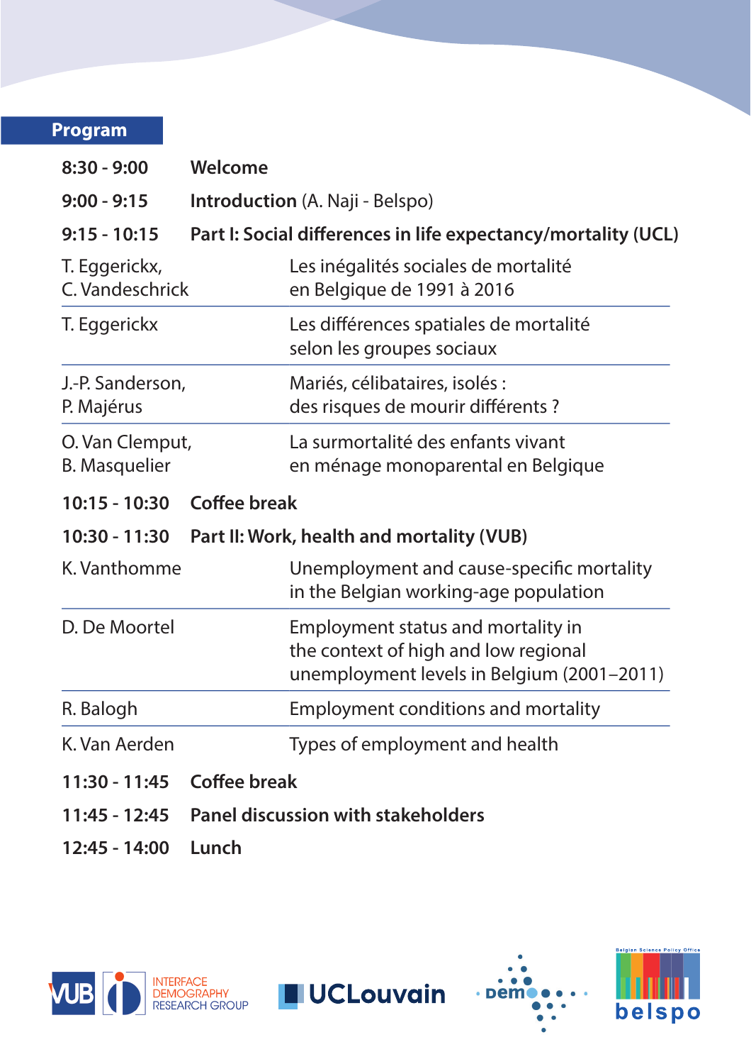## Program

**8:30 - 9:00** **Welcome**

**9:00 - 9:15** **Introduction** (A. Naji - Belspo)

**9:15 - 10:15** **Part I: Social differences in life expectancy/mortality (UCL)**

| | |
|---|---|
| T. Eggerickx, C. Vandeschrick | Les inégalités sociales de mortalité en Belgique de 1991 à 2016 |
| T. Eggerickx | Les différences spatiales de mortalité selon les groupes sociaux |
| J.-P. Sanderson, P. Majérus | Mariés, célibataires, isolés : des risques de mourir différents ? |
| O. Van Clemput, B. Masquelier | La surmortalité des enfants vivant en ménage monoparental en Belgique |

**10:15 - 10:30** **Coffee break**

**10:30 - 11:30** **Part II: Work, health and mortality (VUB)**

| | |
|---|---|
| K. Vanthomme | Unemployment and cause-specific mortality in the Belgian working-age population |
| D. De Moortel | Employment status and mortality in the context of high and low regional unemployment levels in Belgium (2001–2011) |
| R. Balogh | Employment conditions and mortality |
| K. Van Aerden | Types of employment and health |

**11:30 - 11:45** **Coffee break**

**11:45 - 12:45** **Panel discussion with stakeholders**

**12:45 - 14:00** **Lunch**

VUB INTERFACE DEMOGRAPHY RESEARCH GROUP

UCLouvain

demo

Belgian Science Policy Office belspo